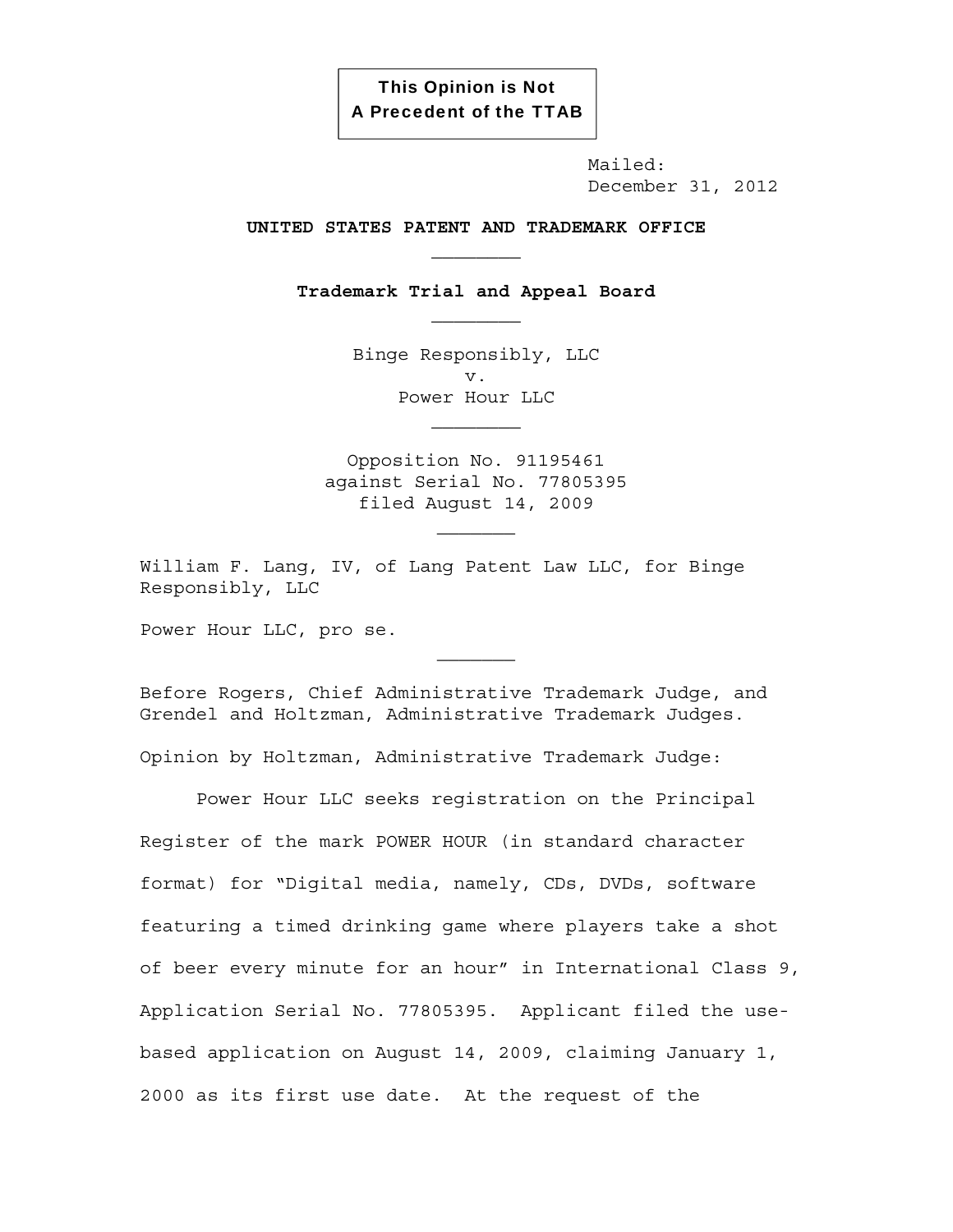**This Opinion is Not
A Precedent of the TTAB**

Mailed:
December 31, 2012

**UNITED STATES PATENT AND TRADEMARK OFFICE**

________

**Trademark Trial and Appeal Board**

________

Binge Responsibly, LLC
v.
Power Hour LLC

________

Opposition No. 91195461
against Serial No. 77805395
filed August 14, 2009

_______

William F. Lang, IV, of Lang Patent Law LLC, for Binge Responsibly, LLC

Power Hour LLC, pro se.

_______

Before Rogers, Chief Administrative Trademark Judge, and Grendel and Holtzman, Administrative Trademark Judges.

Opinion by Holtzman, Administrative Trademark Judge:

Power Hour LLC seeks registration on the Principal Register of the mark POWER HOUR (in standard character format) for "Digital media, namely, CDs, DVDs, software featuring a timed drinking game where players take a shot of beer every minute for an hour" in International Class 9, Application Serial No. 77805395. Applicant filed the use-based application on August 14, 2009, claiming January 1, 2000 as its first use date. At the request of the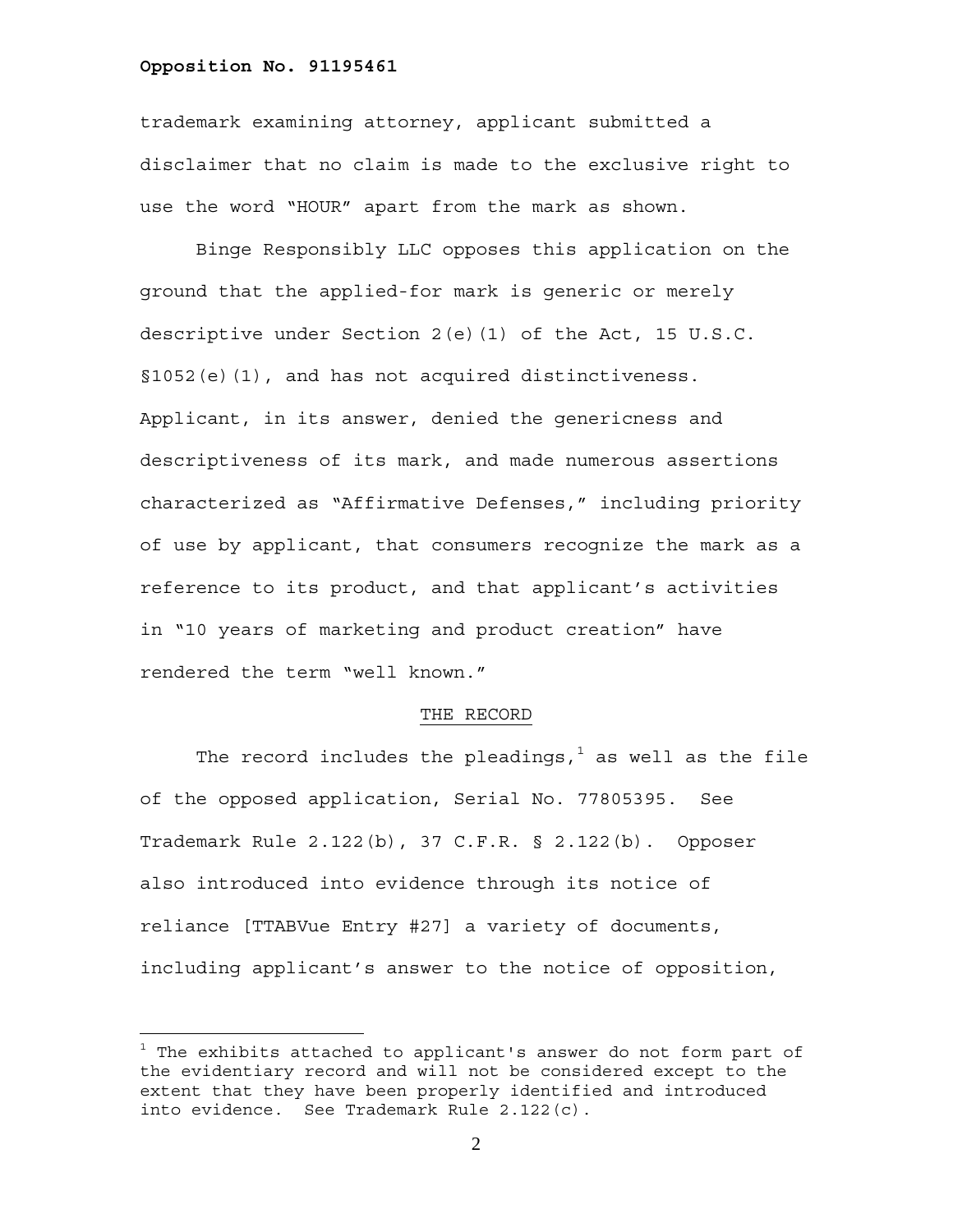trademark examining attorney, applicant submitted a disclaimer that no claim is made to the exclusive right to use the word "HOUR" apart from the mark as shown.

Binge Responsibly LLC opposes this application on the ground that the applied-for mark is generic or merely descriptive under Section 2(e)(1) of the Act, 15 U.S.C. §1052(e)(1), and has not acquired distinctiveness. Applicant, in its answer, denied the genericness and descriptiveness of its mark, and made numerous assertions characterized as "Affirmative Defenses," including priority of use by applicant, that consumers recognize the mark as a reference to its product, and that applicant's activities in "10 years of marketing and product creation" have rendered the term "well known."

## THE RECORD

The record includes the pleadings,[1] as well as the file of the opposed application, Serial No. 77805395. See Trademark Rule 2.122(b), 37 C.F.R. § 2.122(b). Opposer also introduced into evidence through its notice of reliance [TTABVue Entry #27] a variety of documents, including applicant's answer to the notice of opposition,

---

[1] The exhibits attached to applicant's answer do not form part of the evidentiary record and will not be considered except to the extent that they have been properly identified and introduced into evidence. See Trademark Rule 2.122(c).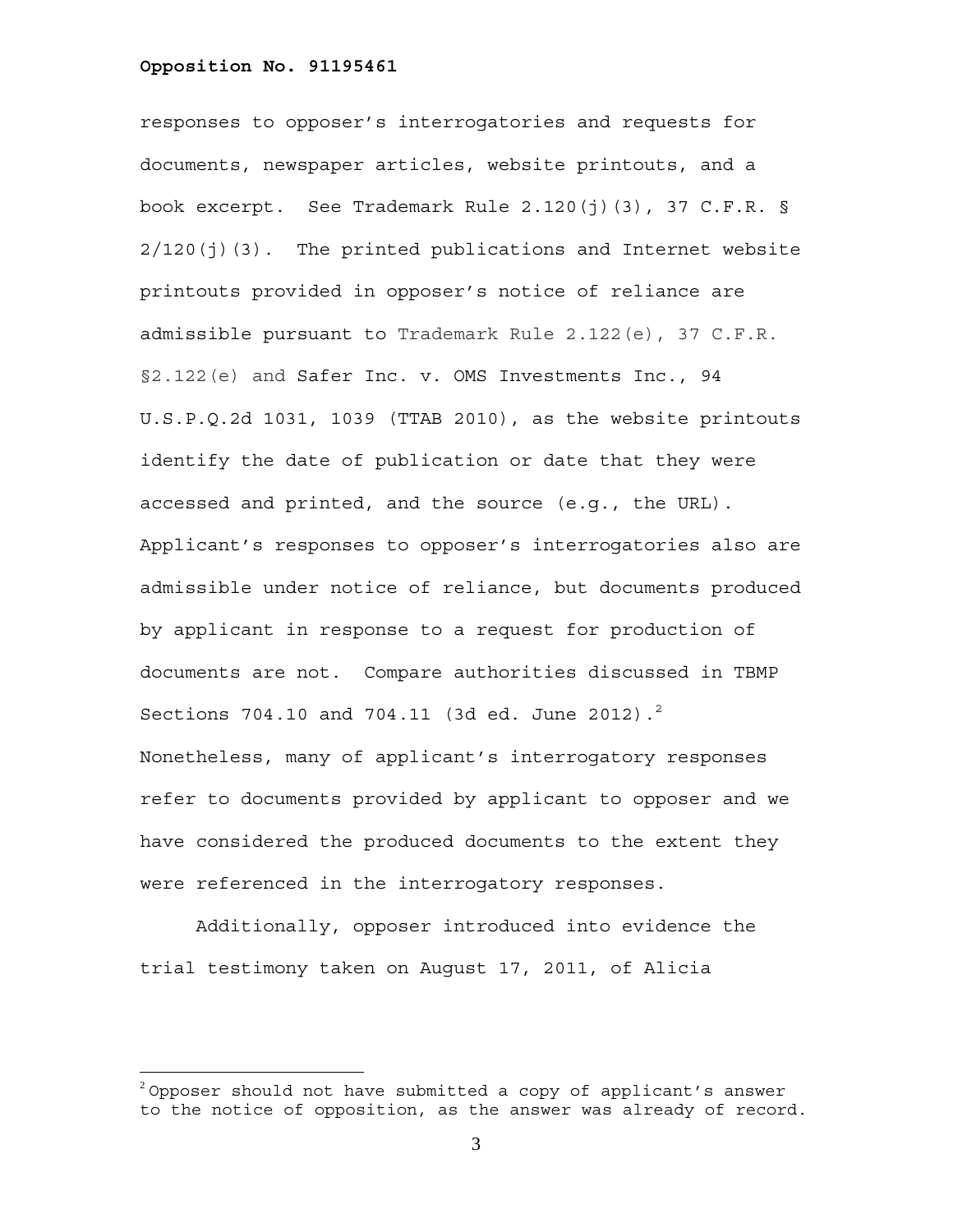responses to opposer's interrogatories and requests for documents, newspaper articles, website printouts, and a book excerpt. See Trademark Rule 2.120(j)(3), 37 C.F.R. § 2/120(j)(3). The printed publications and Internet website printouts provided in opposer's notice of reliance are admissible pursuant to Trademark Rule 2.122(e), 37 C.F.R. §2.122(e) and Safer Inc. v. OMS Investments Inc., 94 U.S.P.Q.2d 1031, 1039 (TTAB 2010), as the website printouts identify the date of publication or date that they were accessed and printed, and the source (e.g., the URL). Applicant's responses to opposer's interrogatories also are admissible under notice of reliance, but documents produced by applicant in response to a request for production of documents are not. Compare authorities discussed in TBMP Sections 704.10 and 704.11 (3d ed. June 2012).[2] Nonetheless, many of applicant's interrogatory responses refer to documents provided by applicant to opposer and we have considered the produced documents to the extent they were referenced in the interrogatory responses.

Additionally, opposer introduced into evidence the trial testimony taken on August 17, 2011, of Alicia

---

[2] Opposer should not have submitted a copy of applicant's answer to the notice of opposition, as the answer was already of record.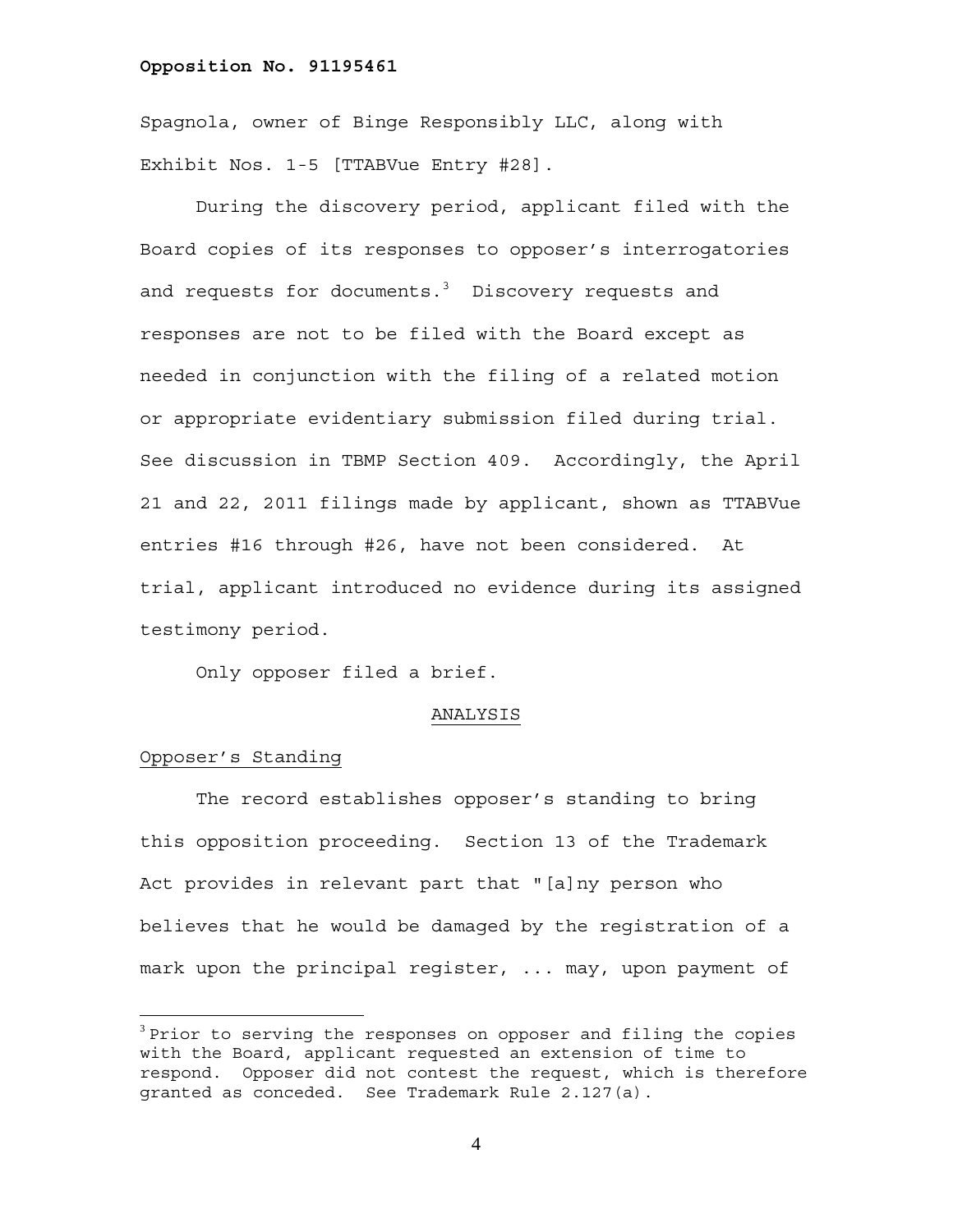Spagnola, owner of Binge Responsibly LLC, along with Exhibit Nos. 1-5 [TTABVue Entry #28].

During the discovery period, applicant filed with the Board copies of its responses to opposer's interrogatories and requests for documents.[3] Discovery requests and responses are not to be filed with the Board except as needed in conjunction with the filing of a related motion or appropriate evidentiary submission filed during trial. See discussion in TBMP Section 409. Accordingly, the April 21 and 22, 2011 filings made by applicant, shown as TTABVue entries #16 through #26, have not been considered. At trial, applicant introduced no evidence during its assigned testimony period.

Only opposer filed a brief.

## ANALYSIS

### Opposer's Standing

The record establishes opposer's standing to bring this opposition proceeding. Section 13 of the Trademark Act provides in relevant part that "[a]ny person who believes that he would be damaged by the registration of a mark upon the principal register, ... may, upon payment of

---

[3] Prior to serving the responses on opposer and filing the copies with the Board, applicant requested an extension of time to respond. Opposer did not contest the request, which is therefore granted as conceded. See Trademark Rule 2.127(a).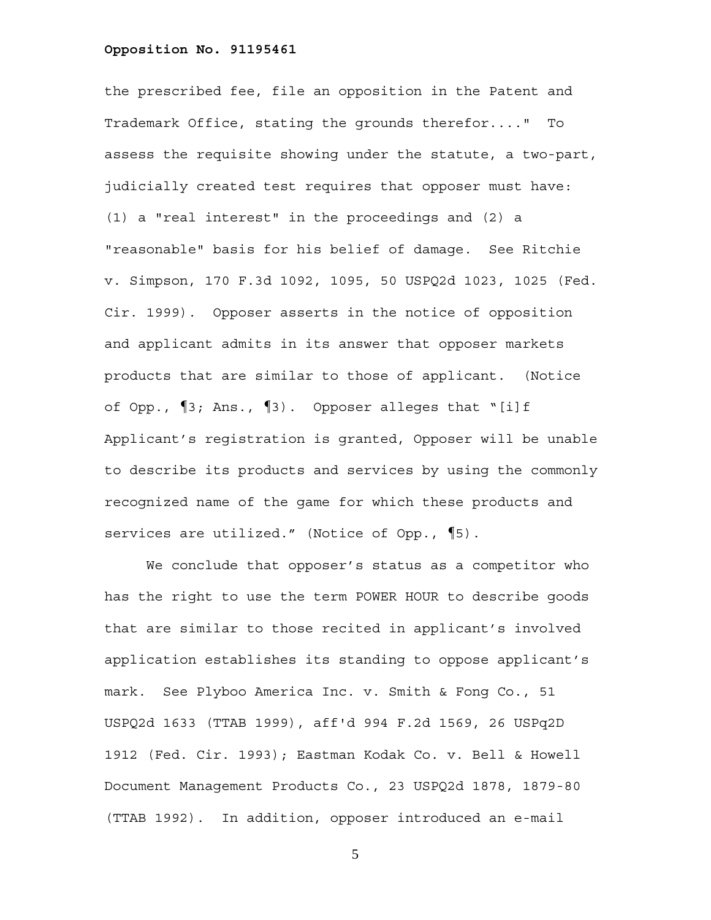the prescribed fee, file an opposition in the Patent and Trademark Office, stating the grounds therefor...." To assess the requisite showing under the statute, a two-part, judicially created test requires that opposer must have: (1) a "real interest" in the proceedings and (2) a "reasonable" basis for his belief of damage. See Ritchie v. Simpson, 170 F.3d 1092, 1095, 50 USPQ2d 1023, 1025 (Fed. Cir. 1999). Opposer asserts in the notice of opposition and applicant admits in its answer that opposer markets products that are similar to those of applicant. (Notice of Opp., ¶3; Ans., ¶3). Opposer alleges that "[i]f Applicant's registration is granted, Opposer will be unable to describe its products and services by using the commonly recognized name of the game for which these products and services are utilized." (Notice of Opp., ¶5).

We conclude that opposer's status as a competitor who has the right to use the term POWER HOUR to describe goods that are similar to those recited in applicant's involved application establishes its standing to oppose applicant's mark. See Plyboo America Inc. v. Smith & Fong Co., 51 USPQ2d 1633 (TTAB 1999), aff'd 994 F.2d 1569, 26 USPq2D 1912 (Fed. Cir. 1993); Eastman Kodak Co. v. Bell & Howell Document Management Products Co., 23 USPQ2d 1878, 1879-80 (TTAB 1992). In addition, opposer introduced an e-mail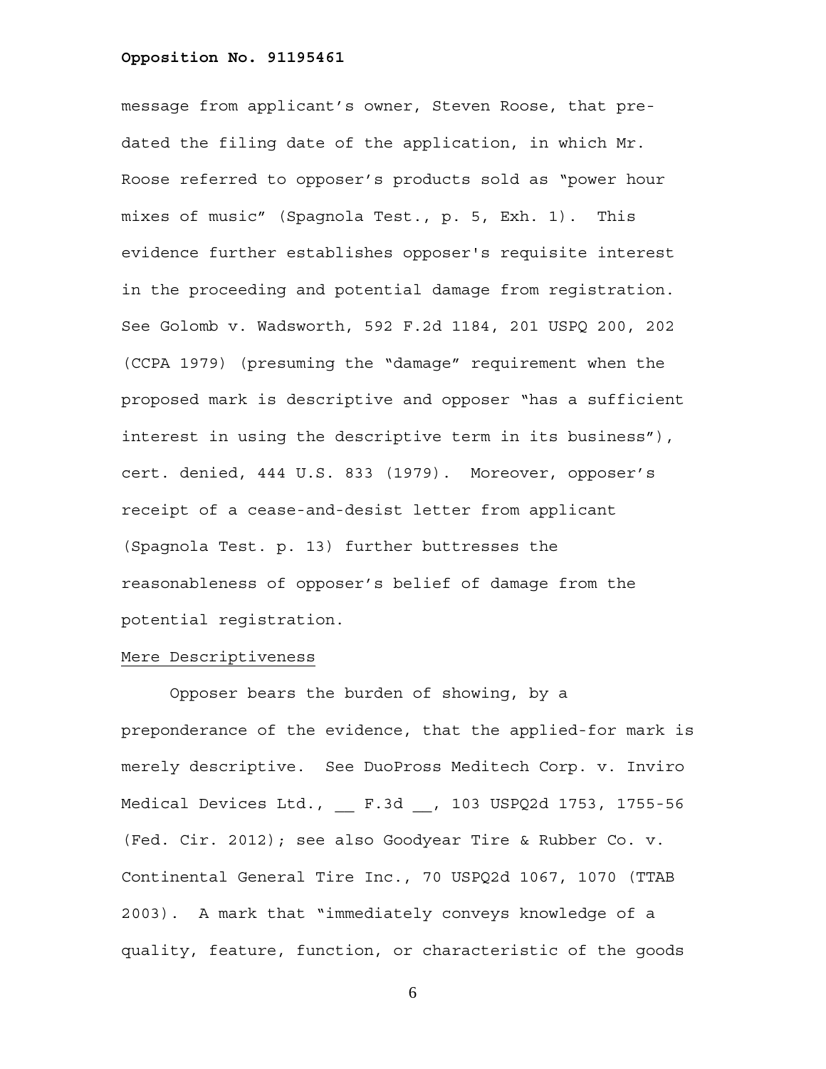message from applicant's owner, Steven Roose, that pre-dated the filing date of the application, in which Mr. Roose referred to opposer's products sold as "power hour mixes of music" (Spagnola Test., p. 5, Exh. 1). This evidence further establishes opposer's requisite interest in the proceeding and potential damage from registration. See Golomb v. Wadsworth, 592 F.2d 1184, 201 USPQ 200, 202 (CCPA 1979) (presuming the "damage" requirement when the proposed mark is descriptive and opposer "has a sufficient interest in using the descriptive term in its business"), cert. denied, 444 U.S. 833 (1979). Moreover, opposer's receipt of a cease-and-desist letter from applicant (Spagnola Test. p. 13) further buttresses the reasonableness of opposer's belief of damage from the potential registration.

Mere Descriptiveness

Opposer bears the burden of showing, by a preponderance of the evidence, that the applied-for mark is merely descriptive. See DuoPross Meditech Corp. v. Inviro Medical Devices Ltd., __ F.3d __, 103 USPQ2d 1753, 1755-56 (Fed. Cir. 2012); see also Goodyear Tire & Rubber Co. v. Continental General Tire Inc., 70 USPQ2d 1067, 1070 (TTAB 2003). A mark that "immediately conveys knowledge of a quality, feature, function, or characteristic of the goods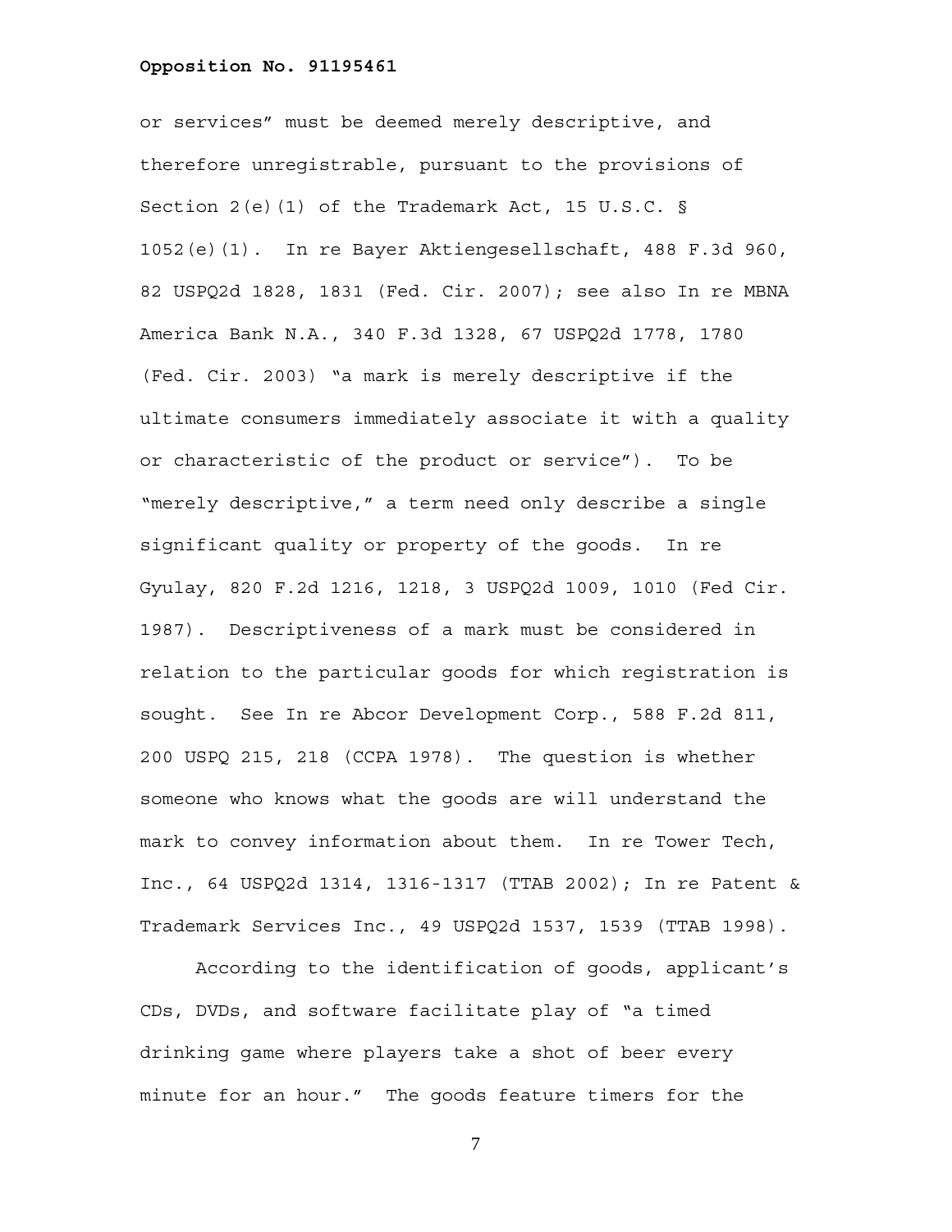or services" must be deemed merely descriptive, and therefore unregistrable, pursuant to the provisions of Section 2(e)(1) of the Trademark Act, 15 U.S.C. § 1052(e)(1). In re Bayer Aktiengesellschaft, 488 F.3d 960, 82 USPQ2d 1828, 1831 (Fed. Cir. 2007); see also In re MBNA America Bank N.A., 340 F.3d 1328, 67 USPQ2d 1778, 1780 (Fed. Cir. 2003) "a mark is merely descriptive if the ultimate consumers immediately associate it with a quality or characteristic of the product or service"). To be "merely descriptive," a term need only describe a single significant quality or property of the goods. In re Gyulay, 820 F.2d 1216, 1218, 3 USPQ2d 1009, 1010 (Fed Cir. 1987). Descriptiveness of a mark must be considered in relation to the particular goods for which registration is sought. See In re Abcor Development Corp., 588 F.2d 811, 200 USPQ 215, 218 (CCPA 1978). The question is whether someone who knows what the goods are will understand the mark to convey information about them. In re Tower Tech, Inc., 64 USPQ2d 1314, 1316-1317 (TTAB 2002); In re Patent & Trademark Services Inc., 49 USPQ2d 1537, 1539 (TTAB 1998).

According to the identification of goods, applicant's CDs, DVDs, and software facilitate play of "a timed drinking game where players take a shot of beer every minute for an hour." The goods feature timers for the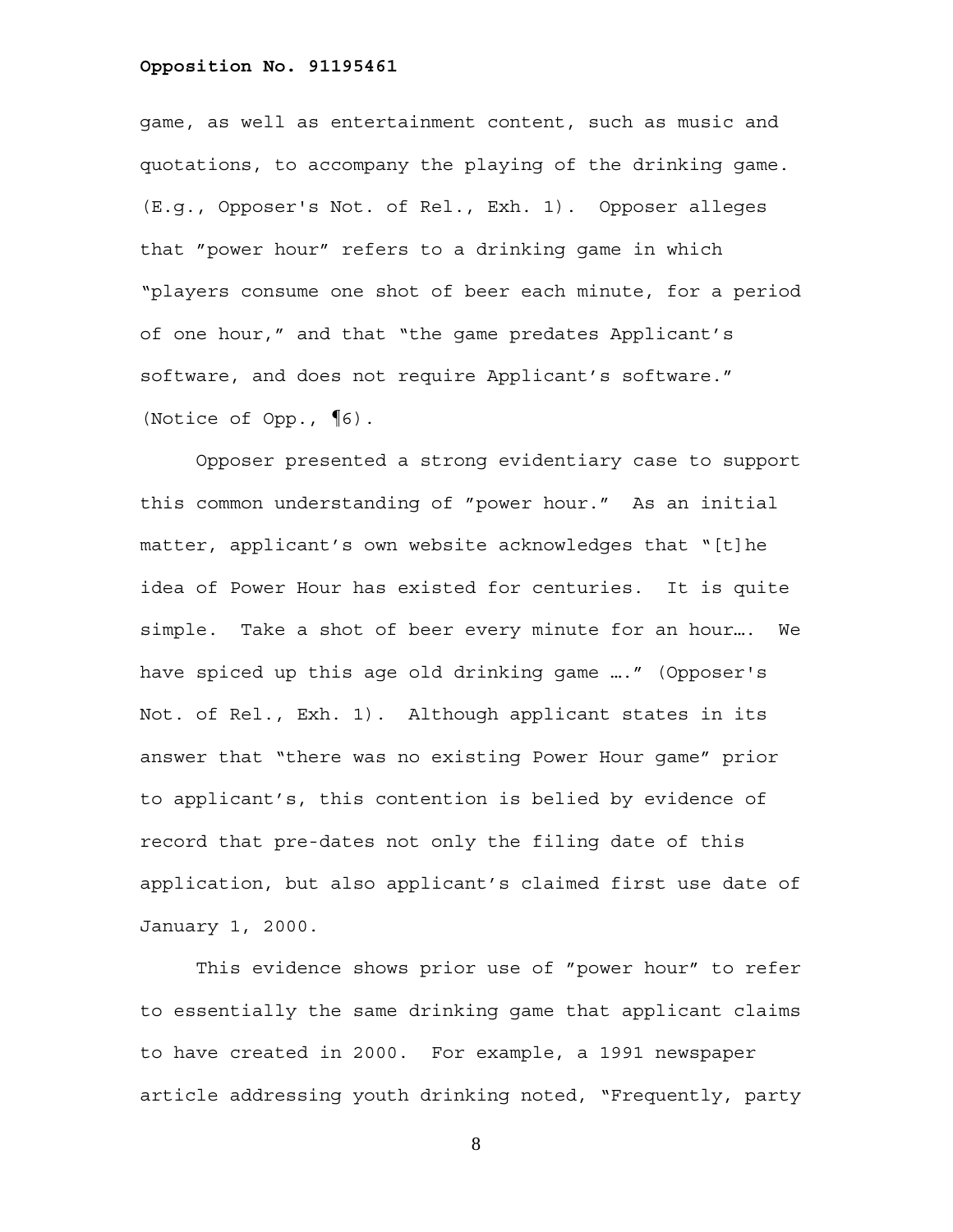game, as well as entertainment content, such as music and quotations, to accompany the playing of the drinking game. (E.g., Opposer's Not. of Rel., Exh. 1). Opposer alleges that "power hour" refers to a drinking game in which "players consume one shot of beer each minute, for a period of one hour," and that "the game predates Applicant's software, and does not require Applicant's software." (Notice of Opp., ¶6).

Opposer presented a strong evidentiary case to support this common understanding of "power hour." As an initial matter, applicant's own website acknowledges that "[t]he idea of Power Hour has existed for centuries. It is quite simple. Take a shot of beer every minute for an hour…. We have spiced up this age old drinking game …." (Opposer's Not. of Rel., Exh. 1). Although applicant states in its answer that "there was no existing Power Hour game" prior to applicant's, this contention is belied by evidence of record that pre-dates not only the filing date of this application, but also applicant's claimed first use date of January 1, 2000.

This evidence shows prior use of "power hour" to refer to essentially the same drinking game that applicant claims to have created in 2000. For example, a 1991 newspaper article addressing youth drinking noted, "Frequently, party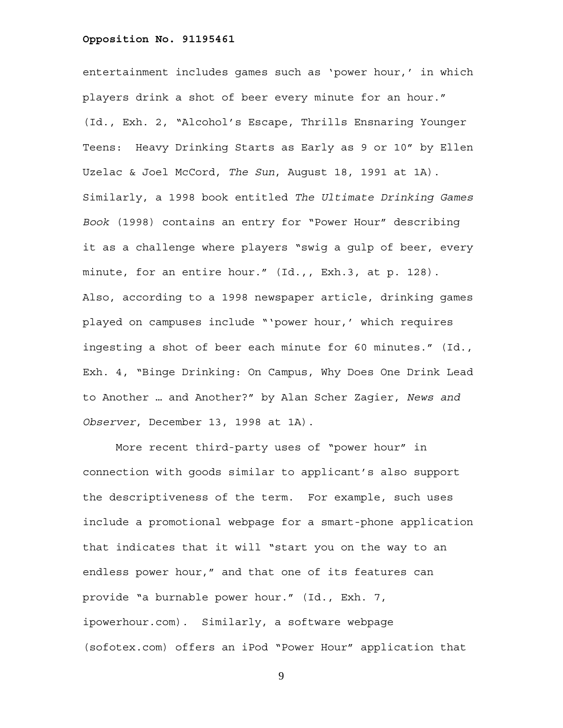entertainment includes games such as 'power hour,' in which players drink a shot of beer every minute for an hour." (Id., Exh. 2, "Alcohol's Escape, Thrills Ensnaring Younger Teens: Heavy Drinking Starts as Early as 9 or 10" by Ellen Uzelac & Joel McCord, *The Sun*, August 18, 1991 at 1A). Similarly, a 1998 book entitled *The Ultimate Drinking Games Book* (1998) contains an entry for "Power Hour" describing it as a challenge where players "swig a gulp of beer, every minute, for an entire hour." (Id.,, Exh.3, at p. 128). Also, according to a 1998 newspaper article, drinking games played on campuses include "'power hour,' which requires ingesting a shot of beer each minute for 60 minutes." (Id., Exh. 4, "Binge Drinking: On Campus, Why Does One Drink Lead to Another … and Another?" by Alan Scher Zagier, *News and Observer*, December 13, 1998 at 1A).

More recent third-party uses of "power hour" in connection with goods similar to applicant's also support the descriptiveness of the term. For example, such uses include a promotional webpage for a smart-phone application that indicates that it will "start you on the way to an endless power hour," and that one of its features can provide "a burnable power hour." (Id., Exh. 7, ipowerhour.com). Similarly, a software webpage (sofotex.com) offers an iPod "Power Hour" application that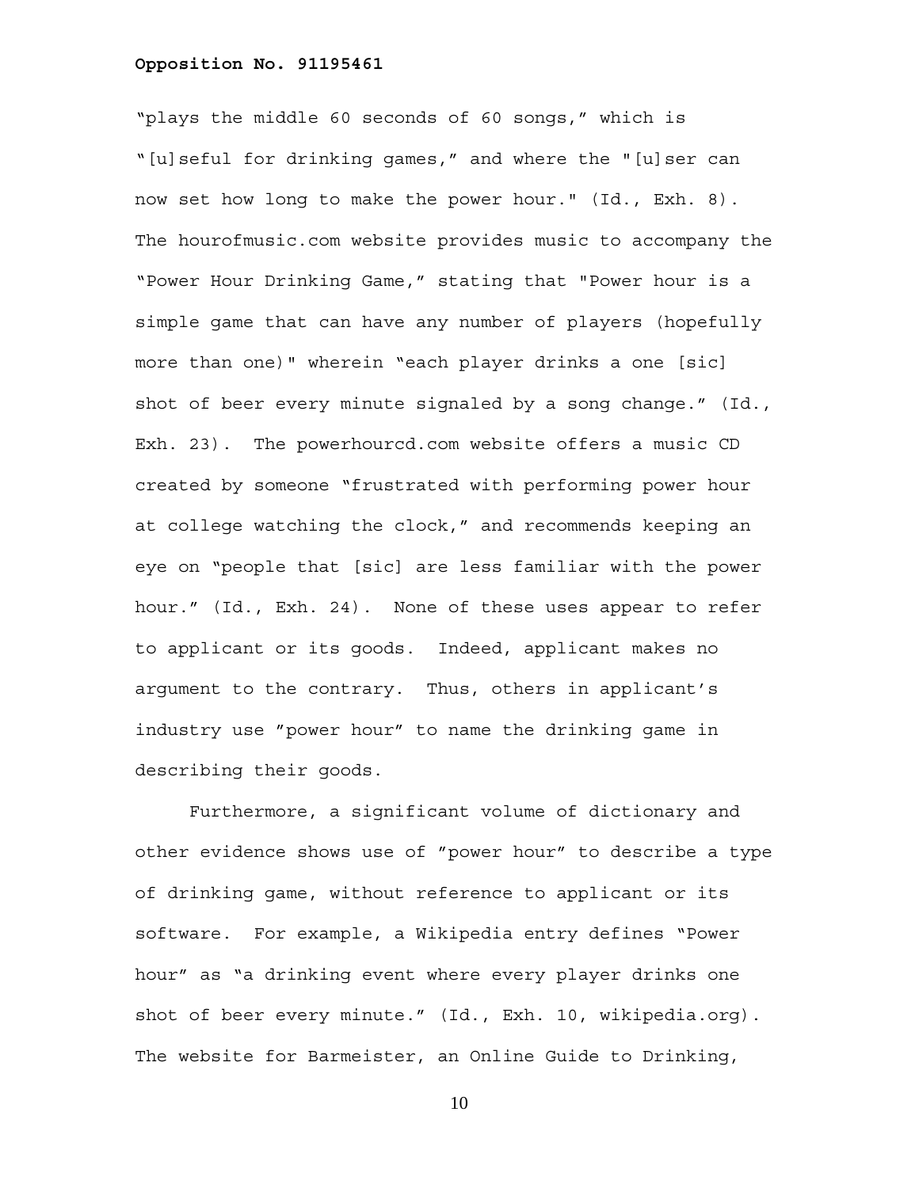"plays the middle 60 seconds of 60 songs," which is "[u]seful for drinking games," and where the "[u]ser can now set how long to make the power hour." (Id., Exh. 8). The hourofmusic.com website provides music to accompany the "Power Hour Drinking Game," stating that "Power hour is a simple game that can have any number of players (hopefully more than one)" wherein "each player drinks a one [sic] shot of beer every minute signaled by a song change." (Id., Exh. 23). The powerhourcd.com website offers a music CD created by someone "frustrated with performing power hour at college watching the clock," and recommends keeping an eye on "people that [sic] are less familiar with the power hour." (Id., Exh. 24). None of these uses appear to refer to applicant or its goods. Indeed, applicant makes no argument to the contrary. Thus, others in applicant's industry use "power hour" to name the drinking game in describing their goods.

Furthermore, a significant volume of dictionary and other evidence shows use of "power hour" to describe a type of drinking game, without reference to applicant or its software. For example, a Wikipedia entry defines "Power hour" as "a drinking event where every player drinks one shot of beer every minute." (Id., Exh. 10, wikipedia.org). The website for Barmeister, an Online Guide to Drinking,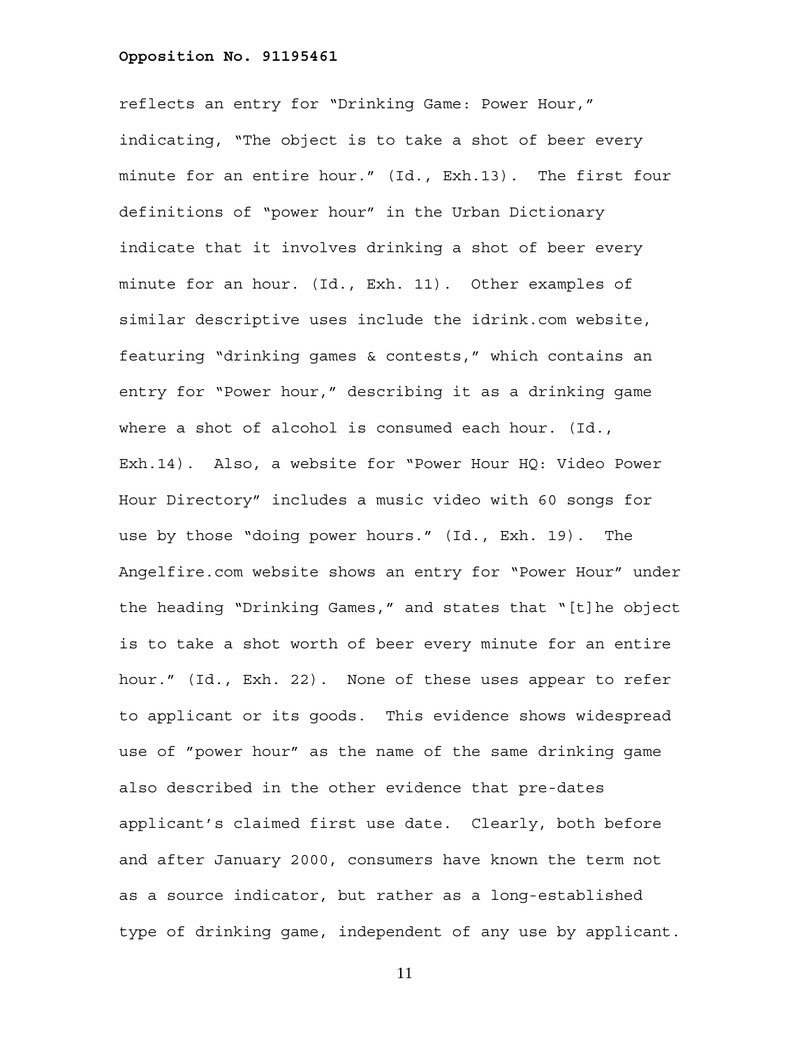reflects an entry for “Drinking Game: Power Hour,” indicating, “The object is to take a shot of beer every minute for an entire hour.” (Id., Exh.13). The first four definitions of “power hour” in the Urban Dictionary indicate that it involves drinking a shot of beer every minute for an hour. (Id., Exh. 11). Other examples of similar descriptive uses include the idrink.com website, featuring “drinking games & contests,” which contains an entry for “Power hour,” describing it as a drinking game where a shot of alcohol is consumed each hour. (Id., Exh.14). Also, a website for “Power Hour HQ: Video Power Hour Directory” includes a music video with 60 songs for use by those “doing power hours.” (Id., Exh. 19). The Angelfire.com website shows an entry for “Power Hour” under the heading “Drinking Games,” and states that “[t]he object is to take a shot worth of beer every minute for an entire hour.” (Id., Exh. 22). None of these uses appear to refer to applicant or its goods. This evidence shows widespread use of ”power hour” as the name of the same drinking game also described in the other evidence that pre-dates applicant’s claimed first use date. Clearly, both before and after January 2000, consumers have known the term not as a source indicator, but rather as a long-established type of drinking game, independent of any use by applicant.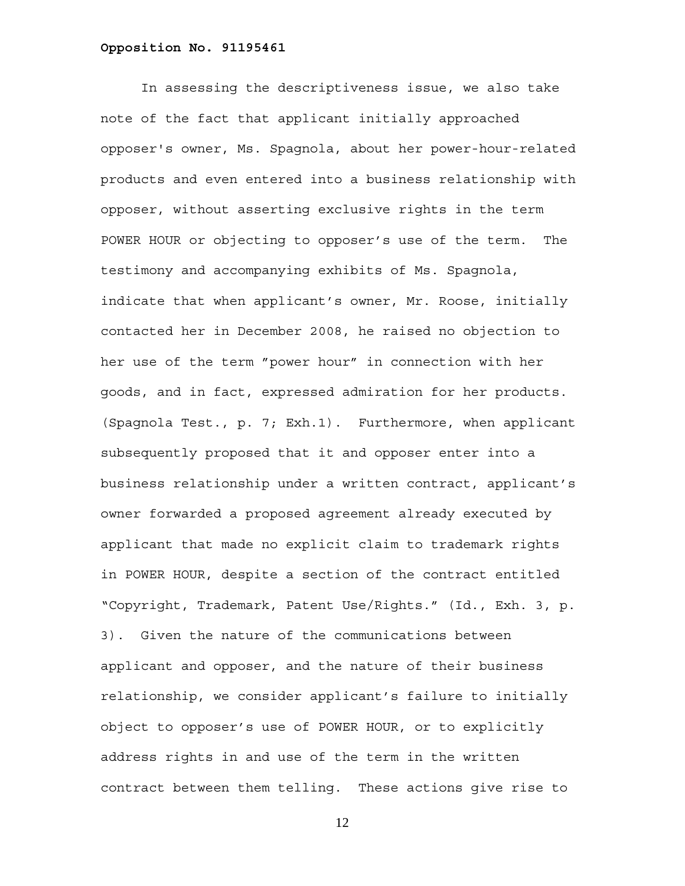In assessing the descriptiveness issue, we also take note of the fact that applicant initially approached opposer's owner, Ms. Spagnola, about her power-hour-related products and even entered into a business relationship with opposer, without asserting exclusive rights in the term POWER HOUR or objecting to opposer's use of the term. The testimony and accompanying exhibits of Ms. Spagnola, indicate that when applicant's owner, Mr. Roose, initially contacted her in December 2008, he raised no objection to her use of the term "power hour" in connection with her goods, and in fact, expressed admiration for her products. (Spagnola Test., p. 7; Exh.1). Furthermore, when applicant subsequently proposed that it and opposer enter into a business relationship under a written contract, applicant's owner forwarded a proposed agreement already executed by applicant that made no explicit claim to trademark rights in POWER HOUR, despite a section of the contract entitled "Copyright, Trademark, Patent Use/Rights." (Id., Exh. 3, p. 3). Given the nature of the communications between applicant and opposer, and the nature of their business relationship, we consider applicant's failure to initially object to opposer's use of POWER HOUR, or to explicitly address rights in and use of the term in the written contract between them telling. These actions give rise to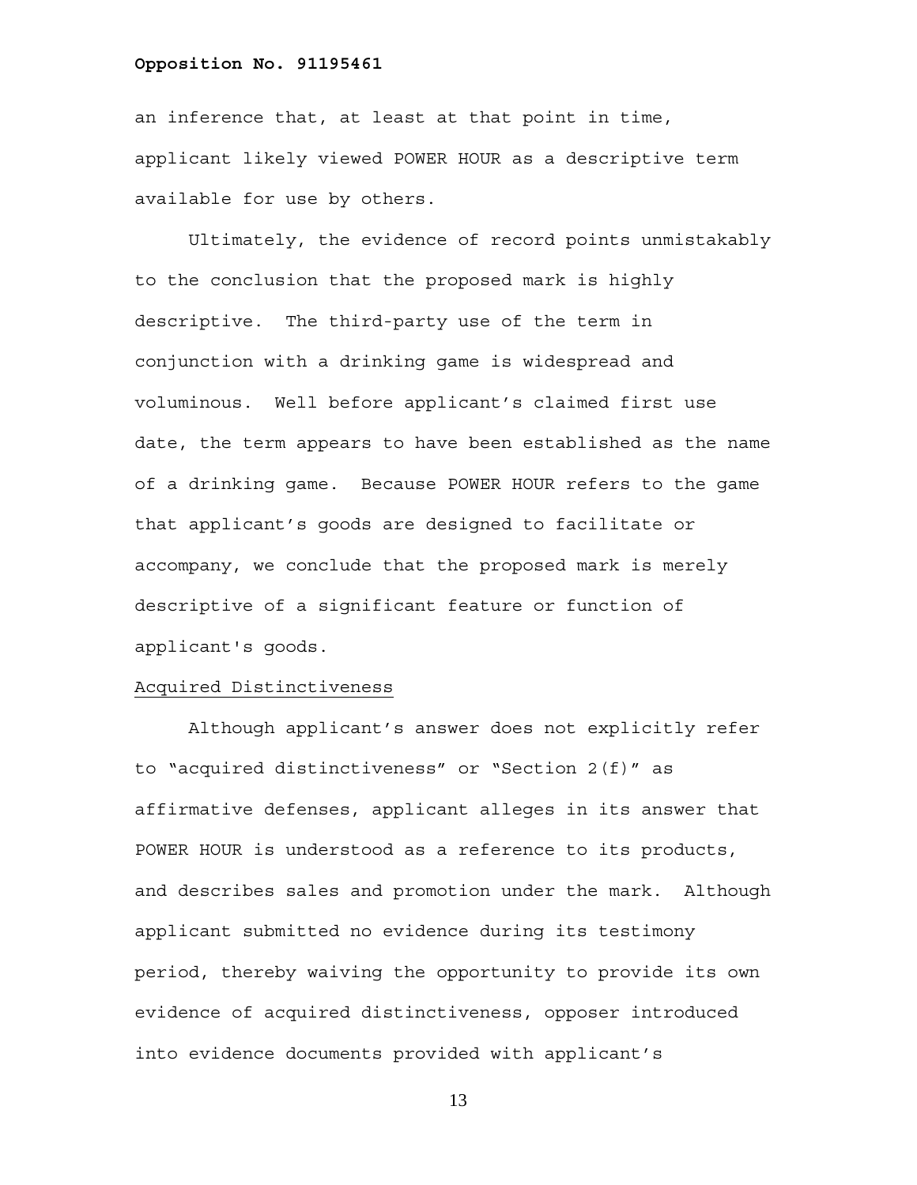an inference that, at least at that point in time, applicant likely viewed POWER HOUR as a descriptive term available for use by others.

Ultimately, the evidence of record points unmistakably to the conclusion that the proposed mark is highly descriptive. The third-party use of the term in conjunction with a drinking game is widespread and voluminous. Well before applicant's claimed first use date, the term appears to have been established as the name of a drinking game. Because POWER HOUR refers to the game that applicant's goods are designed to facilitate or accompany, we conclude that the proposed mark is merely descriptive of a significant feature or function of applicant's goods.

Acquired Distinctiveness

Although applicant's answer does not explicitly refer to "acquired distinctiveness" or "Section 2(f)" as affirmative defenses, applicant alleges in its answer that POWER HOUR is understood as a reference to its products, and describes sales and promotion under the mark. Although applicant submitted no evidence during its testimony period, thereby waiving the opportunity to provide its own evidence of acquired distinctiveness, opposer introduced into evidence documents provided with applicant's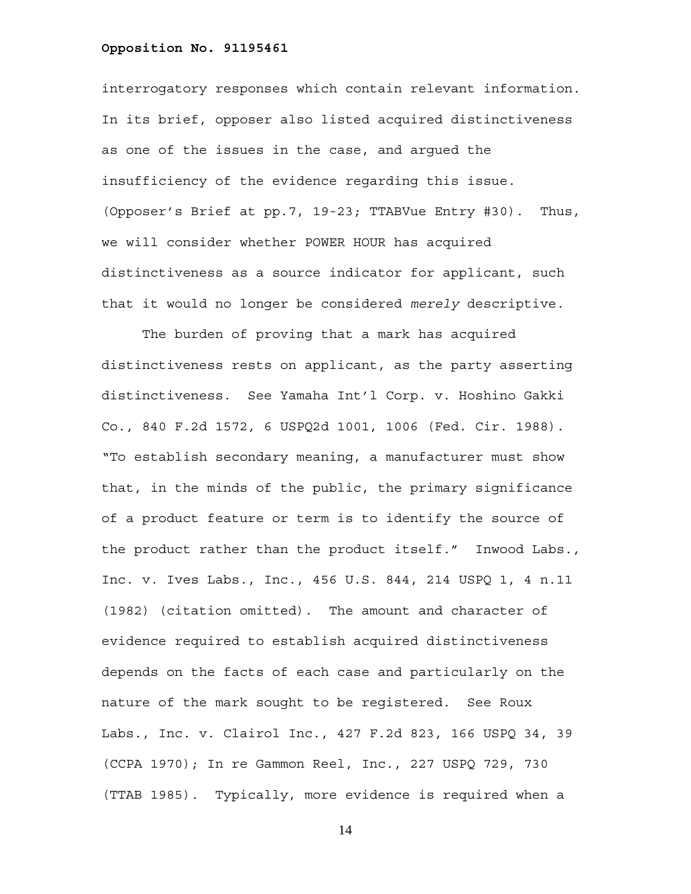interrogatory responses which contain relevant information. In its brief, opposer also listed acquired distinctiveness as one of the issues in the case, and argued the insufficiency of the evidence regarding this issue. (Opposer's Brief at pp.7, 19-23; TTABVue Entry #30). Thus, we will consider whether POWER HOUR has acquired distinctiveness as a source indicator for applicant, such that it would no longer be considered *merely* descriptive.

The burden of proving that a mark has acquired distinctiveness rests on applicant, as the party asserting distinctiveness. See Yamaha Int'l Corp. v. Hoshino Gakki Co., 840 F.2d 1572, 6 USPQ2d 1001, 1006 (Fed. Cir. 1988). "To establish secondary meaning, a manufacturer must show that, in the minds of the public, the primary significance of a product feature or term is to identify the source of the product rather than the product itself." Inwood Labs., Inc. v. Ives Labs., Inc., 456 U.S. 844, 214 USPQ 1, 4 n.11 (1982) (citation omitted). The amount and character of evidence required to establish acquired distinctiveness depends on the facts of each case and particularly on the nature of the mark sought to be registered. See Roux Labs., Inc. v. Clairol Inc., 427 F.2d 823, 166 USPQ 34, 39 (CCPA 1970); In re Gammon Reel, Inc., 227 USPQ 729, 730 (TTAB 1985). Typically, more evidence is required when a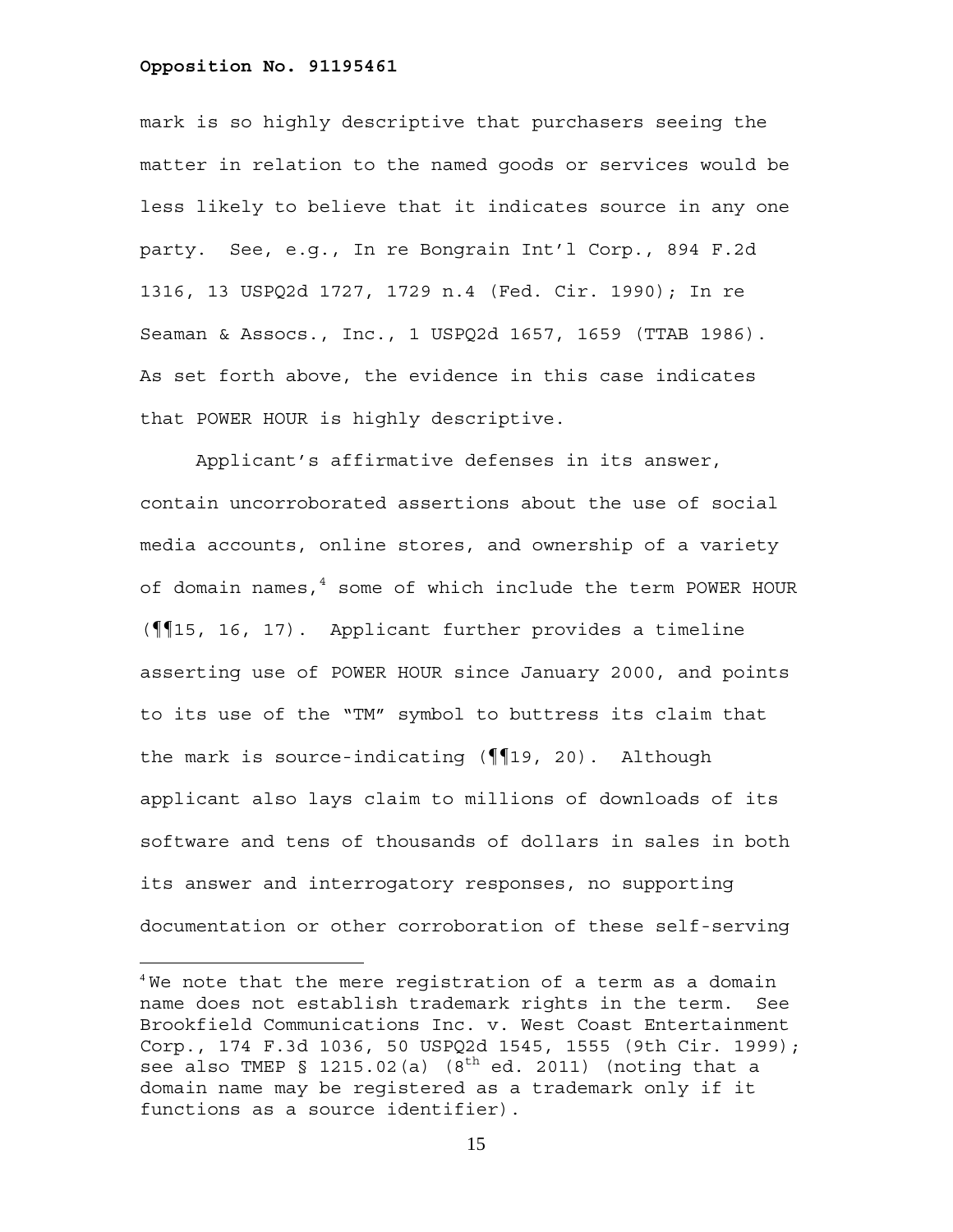mark is so highly descriptive that purchasers seeing the matter in relation to the named goods or services would be less likely to believe that it indicates source in any one party. See, e.g., In re Bongrain Int'l Corp., 894 F.2d 1316, 13 USPQ2d 1727, 1729 n.4 (Fed. Cir. 1990); In re Seaman & Assocs., Inc., 1 USPQ2d 1657, 1659 (TTAB 1986). As set forth above, the evidence in this case indicates that POWER HOUR is highly descriptive.

Applicant's affirmative defenses in its answer, contain uncorroborated assertions about the use of social media accounts, online stores, and ownership of a variety of domain names,[4] some of which include the term POWER HOUR (¶¶15, 16, 17). Applicant further provides a timeline asserting use of POWER HOUR since January 2000, and points to its use of the "TM" symbol to buttress its claim that the mark is source-indicating (¶¶19, 20). Although applicant also lays claim to millions of downloads of its software and tens of thousands of dollars in sales in both its answer and interrogatory responses, no supporting documentation or other corroboration of these self-serving

---

[4] We note that the mere registration of a term as a domain name does not establish trademark rights in the term. See Brookfield Communications Inc. v. West Coast Entertainment Corp., 174 F.3d 1036, 50 USPQ2d 1545, 1555 (9th Cir. 1999); see also TMEP § 1215.02(a) (8th ed. 2011) (noting that a domain name may be registered as a trademark only if it functions as a source identifier).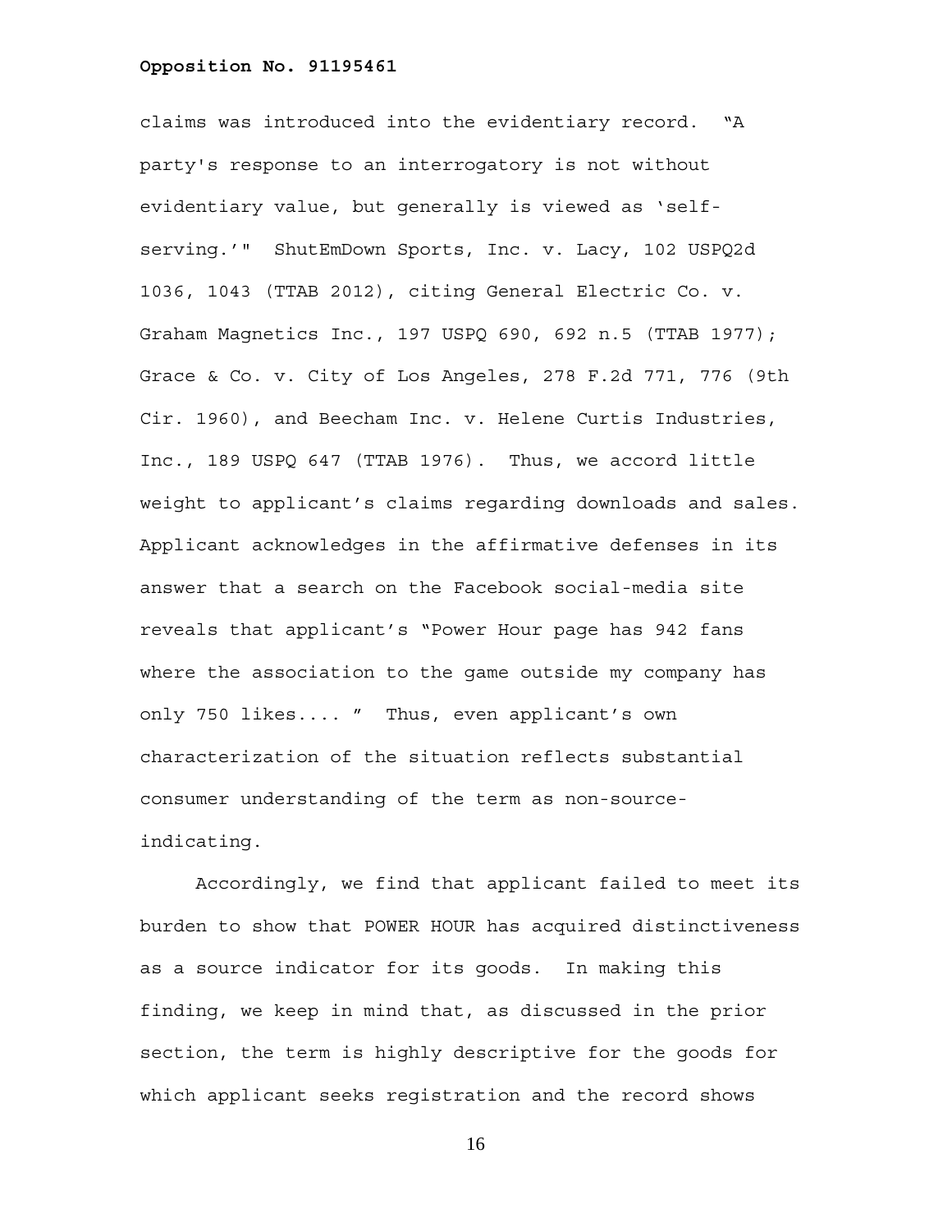claims was introduced into the evidentiary record. "A party's response to an interrogatory is not without evidentiary value, but generally is viewed as 'self-serving.'" ShutEmDown Sports, Inc. v. Lacy, 102 USPQ2d 1036, 1043 (TTAB 2012), citing General Electric Co. v. Graham Magnetics Inc., 197 USPQ 690, 692 n.5 (TTAB 1977); Grace & Co. v. City of Los Angeles, 278 F.2d 771, 776 (9th Cir. 1960), and Beecham Inc. v. Helene Curtis Industries, Inc., 189 USPQ 647 (TTAB 1976). Thus, we accord little weight to applicant's claims regarding downloads and sales. Applicant acknowledges in the affirmative defenses in its answer that a search on the Facebook social-media site reveals that applicant's "Power Hour page has 942 fans where the association to the game outside my company has only 750 likes.... " Thus, even applicant's own characterization of the situation reflects substantial consumer understanding of the term as non-source-indicating.

Accordingly, we find that applicant failed to meet its burden to show that POWER HOUR has acquired distinctiveness as a source indicator for its goods. In making this finding, we keep in mind that, as discussed in the prior section, the term is highly descriptive for the goods for which applicant seeks registration and the record shows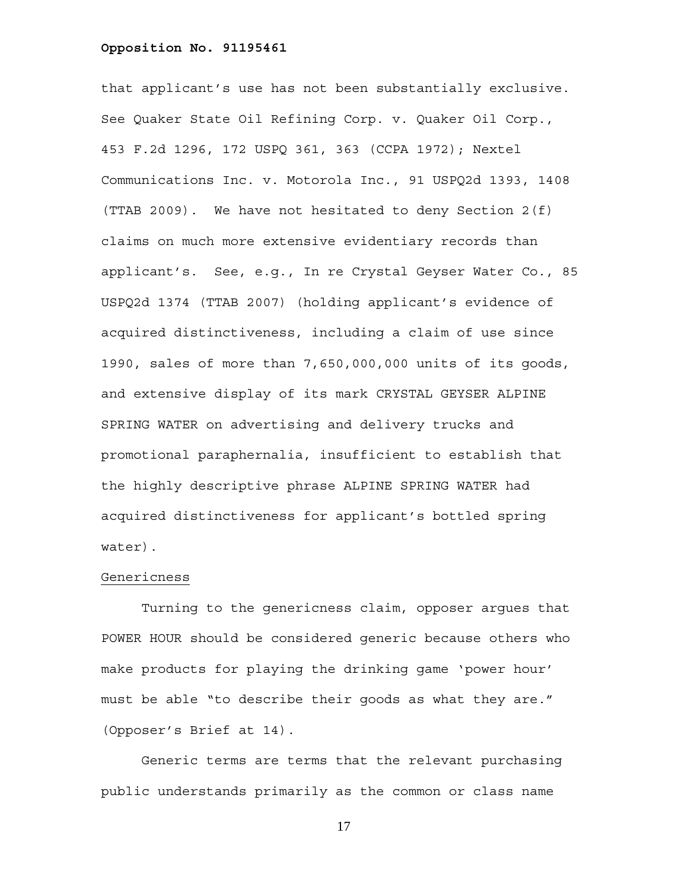that applicant's use has not been substantially exclusive. See Quaker State Oil Refining Corp. v. Quaker Oil Corp., 453 F.2d 1296, 172 USPQ 361, 363 (CCPA 1972); Nextel Communications Inc. v. Motorola Inc., 91 USPQ2d 1393, 1408 (TTAB 2009). We have not hesitated to deny Section 2(f) claims on much more extensive evidentiary records than applicant's. See, e.g., In re Crystal Geyser Water Co., 85 USPQ2d 1374 (TTAB 2007) (holding applicant's evidence of acquired distinctiveness, including a claim of use since 1990, sales of more than 7,650,000,000 units of its goods, and extensive display of its mark CRYSTAL GEYSER ALPINE SPRING WATER on advertising and delivery trucks and promotional paraphernalia, insufficient to establish that the highly descriptive phrase ALPINE SPRING WATER had acquired distinctiveness for applicant's bottled spring water).

Genericness

Turning to the genericness claim, opposer argues that POWER HOUR should be considered generic because others who make products for playing the drinking game 'power hour' must be able "to describe their goods as what they are." (Opposer's Brief at 14).

Generic terms are terms that the relevant purchasing public understands primarily as the common or class name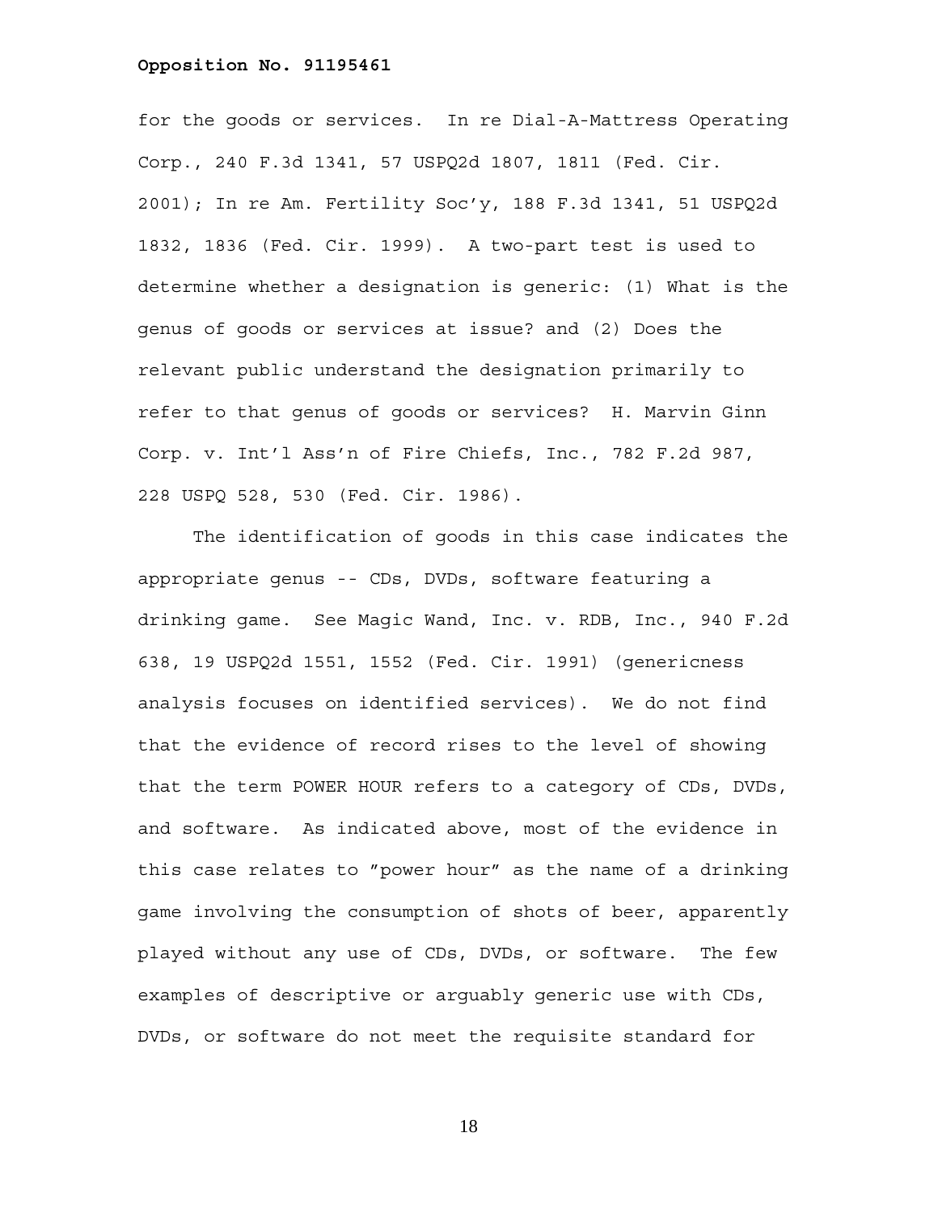for the goods or services. In re Dial-A-Mattress Operating Corp., 240 F.3d 1341, 57 USPQ2d 1807, 1811 (Fed. Cir. 2001); In re Am. Fertility Soc'y, 188 F.3d 1341, 51 USPQ2d 1832, 1836 (Fed. Cir. 1999). A two-part test is used to determine whether a designation is generic: (1) What is the genus of goods or services at issue? and (2) Does the relevant public understand the designation primarily to refer to that genus of goods or services? H. Marvin Ginn Corp. v. Int'l Ass'n of Fire Chiefs, Inc., 782 F.2d 987, 228 USPQ 528, 530 (Fed. Cir. 1986).

The identification of goods in this case indicates the appropriate genus -- CDs, DVDs, software featuring a drinking game. See Magic Wand, Inc. v. RDB, Inc., 940 F.2d 638, 19 USPQ2d 1551, 1552 (Fed. Cir. 1991) (genericness analysis focuses on identified services). We do not find that the evidence of record rises to the level of showing that the term POWER HOUR refers to a category of CDs, DVDs, and software. As indicated above, most of the evidence in this case relates to "power hour" as the name of a drinking game involving the consumption of shots of beer, apparently played without any use of CDs, DVDs, or software. The few examples of descriptive or arguably generic use with CDs, DVDs, or software do not meet the requisite standard for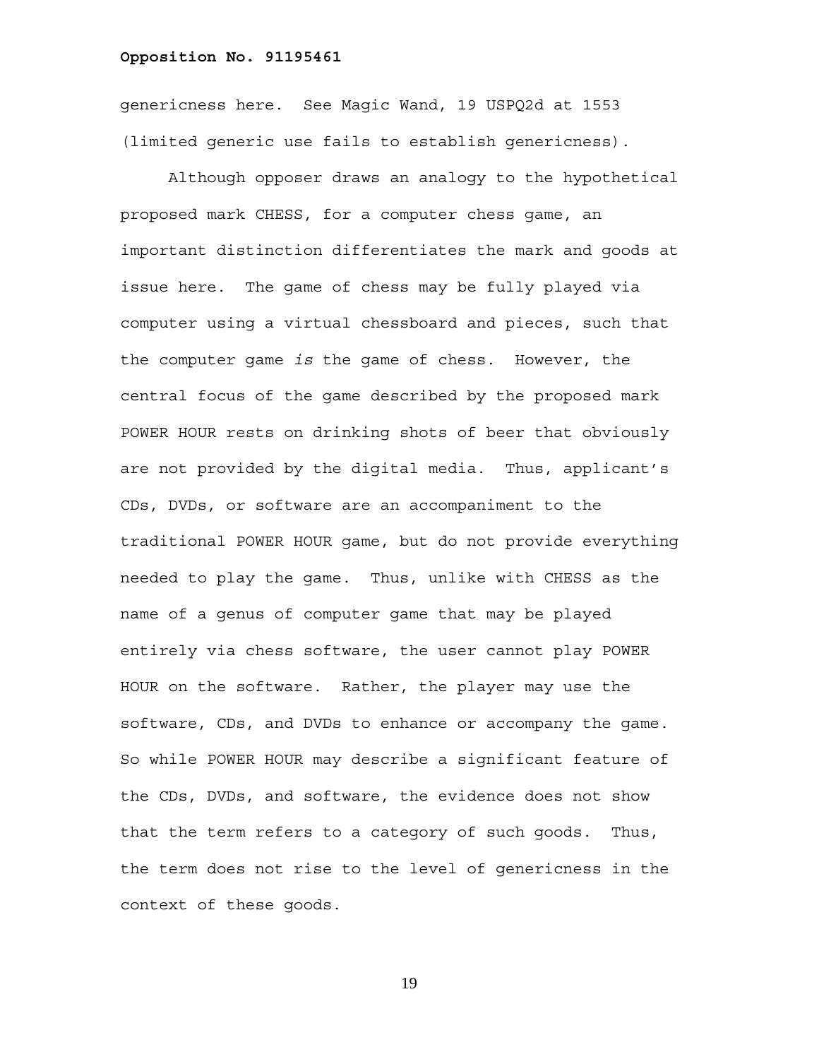genericness here. See Magic Wand, 19 USPQ2d at 1553 (limited generic use fails to establish genericness).

Although opposer draws an analogy to the hypothetical proposed mark CHESS, for a computer chess game, an important distinction differentiates the mark and goods at issue here. The game of chess may be fully played via computer using a virtual chessboard and pieces, such that the computer game *is* the game of chess. However, the central focus of the game described by the proposed mark POWER HOUR rests on drinking shots of beer that obviously are not provided by the digital media. Thus, applicant's CDs, DVDs, or software are an accompaniment to the traditional POWER HOUR game, but do not provide everything needed to play the game. Thus, unlike with CHESS as the name of a genus of computer game that may be played entirely via chess software, the user cannot play POWER HOUR on the software. Rather, the player may use the software, CDs, and DVDs to enhance or accompany the game. So while POWER HOUR may describe a significant feature of the CDs, DVDs, and software, the evidence does not show that the term refers to a category of such goods. Thus, the term does not rise to the level of genericness in the context of these goods.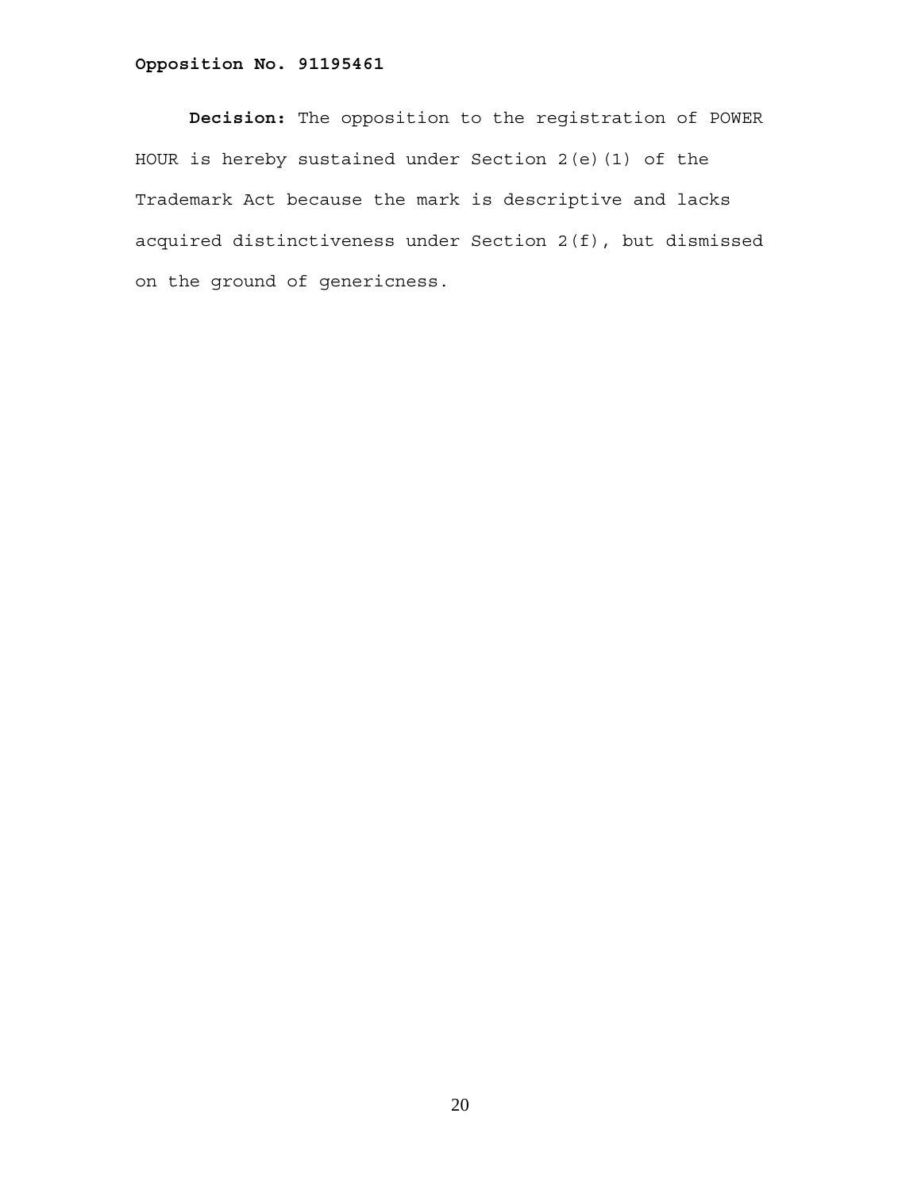**Decision:** The opposition to the registration of POWER HOUR is hereby sustained under Section 2(e)(1) of the Trademark Act because the mark is descriptive and lacks acquired distinctiveness under Section 2(f), but dismissed on the ground of genericness.